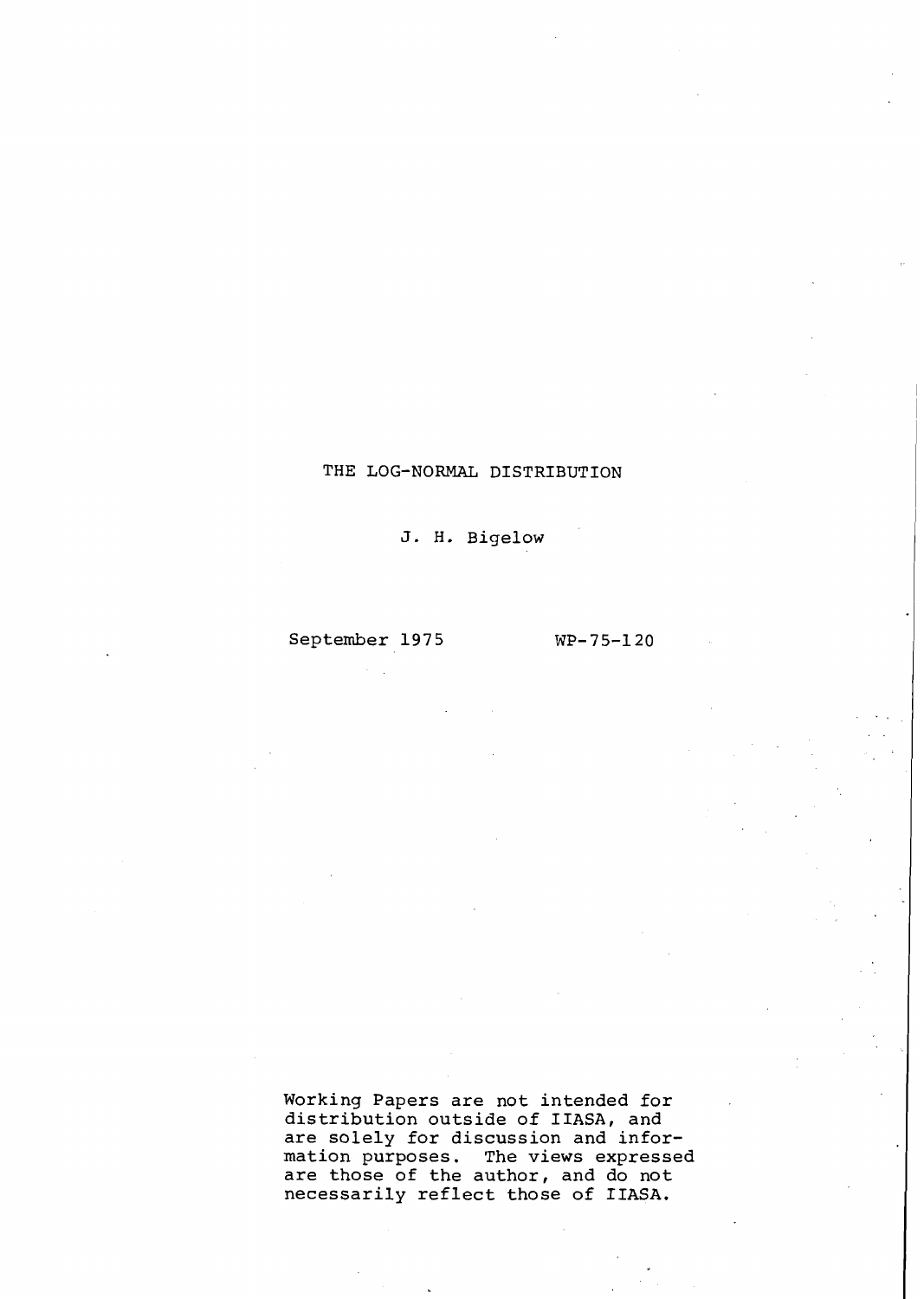# THE LOG-NORMAL DISTRIBUTION

J. H. Bigelow

September 1975 WP-75-120

Working Papers are not intended for distribution outside of IIASA, and are solely for discussion and information purposes. The views expressed are those of the author, and do not necessarily reflect those of IIASA.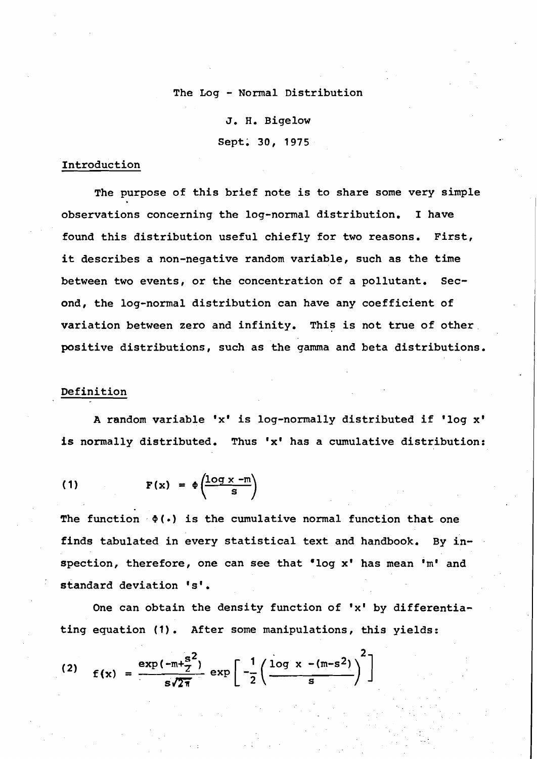The Log - Normal Distribution

J. H. Bigelow

Sept. 30, 1975

## Introduction

The purpose of this brief note is to share some very simple observations concerning the log-normal distribution. I have found this distribution useful chiefly for two reasons. First, it describes a non-negative random variable, such as the time between two events, or the concentration of a pollutant. Second, the log-normal distribution can have any coefficient of variation between zero and infinity. This is not true of other positive distributions, such as the gamma and beta distributions.

## Definition

A random variable 'x' is log-normally distributed if 'log x' is normally distributed. Thus 'x' has a cumulative distribution:

$$(1) \qquad F(x) = \Phi\left(\frac{\log x - m}{s}\right)$$

The function $\Phi(\cdot)$ is the cumulative normal function that one finds tabulated in every statistical text and handbook. By inspection, therefore, one can see that 'log x' has mean 'm' and standard deviation 's'.

One can obtain the density function of 'x' by differentiating equation (1). After some manipulations, this yields:

$$(2) \quad f(x) = \frac{\exp(-m+\frac{s^2}{2})}{s\sqrt{2\pi}} \exp\left[-\frac{1}{2}\left(\frac{\log x - (m-s^2)}{s}\right)^2\right]$$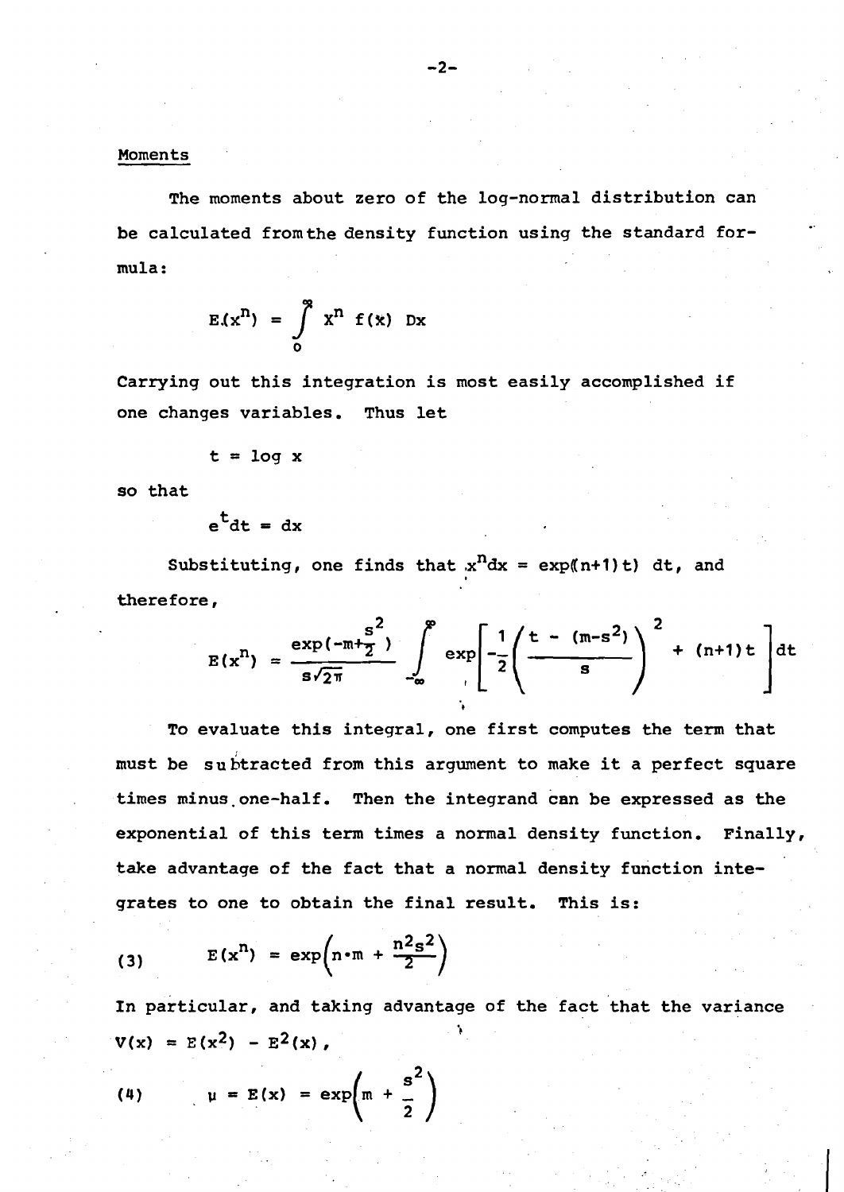## Moments

The moments about zero of the log-normal distribution can be calculated from the density function using the standard formula:

$$E(x^n) = \int_0^\infty x^n f(x) \, Dx$$

Carrying out this integration is most easily accomplished if one changes variables. Thus let

$$t = \log x$$

so that

$$e^t dt = dx$$

Substituting, one finds that $x^n dx = \exp((n+1)t) \, dt$, and therefore,

$$E(x^n) = \frac{\exp(-m + \frac{s^2}{2})}{s\sqrt{2\pi}} \int_{-\infty}^{\infty} \exp\left[ -\frac{1}{2}\left( \frac{t - (m - s^2)}{s} \right)^2 + (n+1)t \right] dt$$

To evaluate this integral, one first computes the term that must be subtracted from this argument to make it a perfect square times minus one-half. Then the integrand can be expressed as the exponential of this term times a normal density function. Finally, take advantage of the fact that a normal density function integrates to one to obtain the final result. This is:

$$E(x^n) = \exp\left( n \cdot m + \frac{n^2 s^2}{2} \right) \tag{3}$$

In particular, and taking advantage of the fact that the variance $V(x) = E(x^2) - E^2(x)$,

$$\mu = E(x) = \exp\left( m + \frac{s^2}{2} \right) \tag{4}$$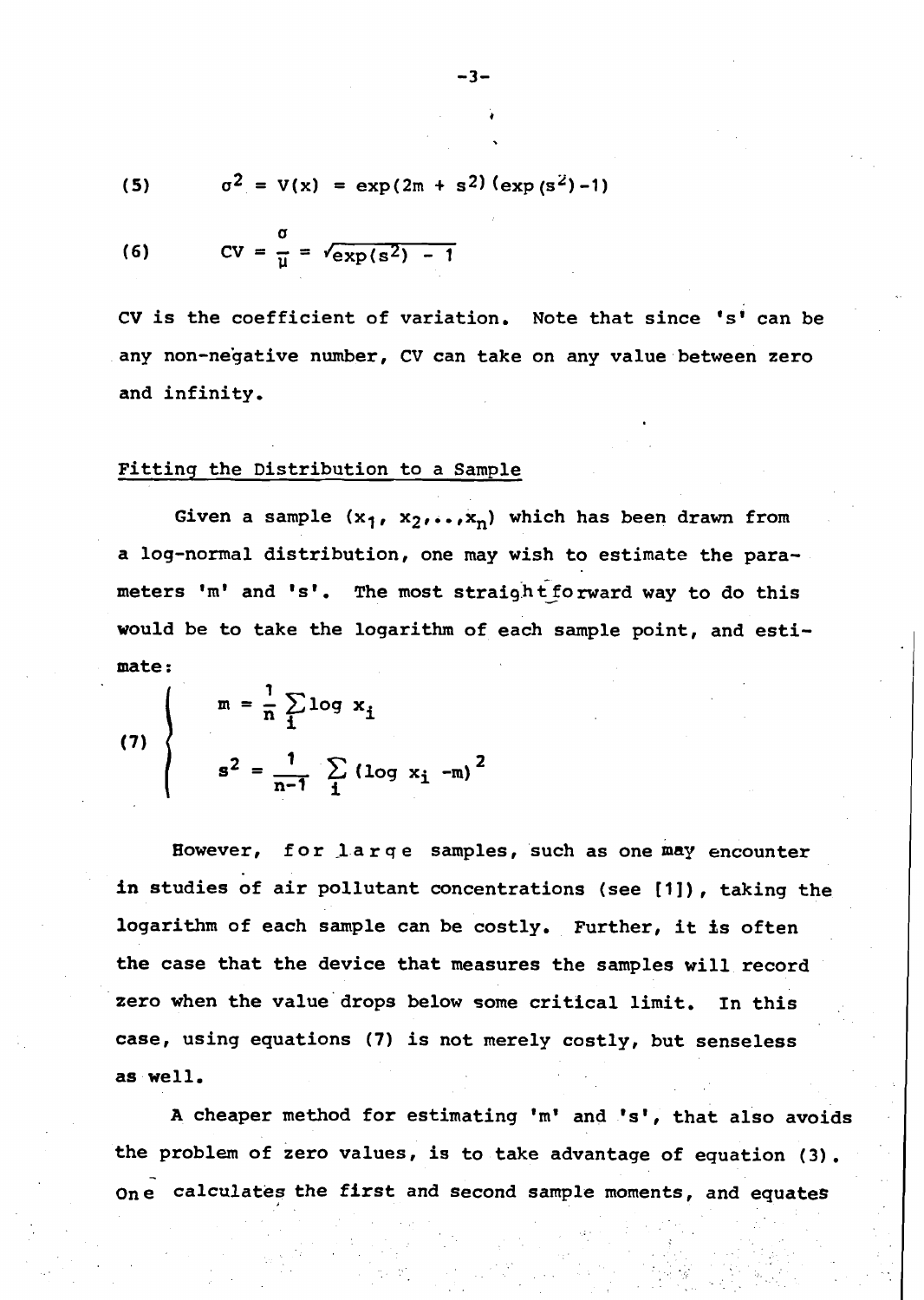$$\text{(5)} \qquad \sigma^2 = V(x) = \exp(2m + s^2)(\exp(s^2)-1)$$

$$\text{(6)} \qquad CV = \frac{\sigma}{\mu} = \sqrt{\exp(s^2) - 1}$$

CV is the coefficient of variation. Note that since 's' can be any non-negative number, CV can take on any value between zero and infinity.

## Fitting the Distribution to a Sample

Given a sample $(x_1, x_2, \ldots, x_n)$ which has been drawn from a log-normal distribution, one may wish to estimate the parameters 'm' and 's'. The most straightforward way to do this would be to take the logarithm of each sample point, and estimate:

$$\text{(7)} \quad \begin{cases} m = \dfrac{1}{n} \displaystyle\sum_i \log x_i \\[2ex] s^2 = \dfrac{1}{n-1} \displaystyle\sum_i (\log x_i - m)^2 \end{cases}$$

However, for large samples, such as one may encounter in studies of air pollutant concentrations (see [1]), taking the logarithm of each sample can be costly. Further, it is often the case that the device that measures the samples will record zero when the value drops below some critical limit. In this case, using equations (7) is not merely costly, but senseless as well.

A cheaper method for estimating 'm' and 's', that also avoids the problem of zero values, is to take advantage of equation (3). One calculates the first and second sample moments, and equates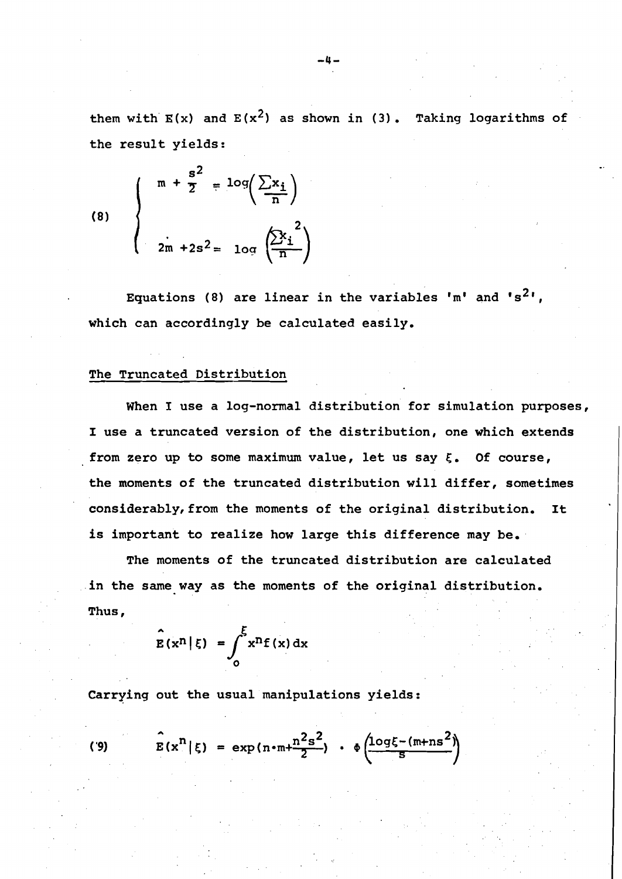them with $E(x)$ and $E(x^2)$ as shown in (3). Taking logarithms of the result yields:

$$(8) \quad \begin{cases} m + \frac{s^2}{2} = \log\left(\frac{\sum x_i}{n}\right) \\ 2m + 2s^2 = \log\left(\frac{\sum x_i^{\,2}}{n}\right) \end{cases}$$

Equations (8) are linear in the variables '$m$' and '$s^2$', which can accordingly be calculated easily.

## The Truncated Distribution

When I use a log-normal distribution for simulation purposes, I use a truncated version of the distribution, one which extends from zero up to some maximum value, let us say $\xi$. Of course, the moments of the truncated distribution will differ, sometimes considerably, from the moments of the original distribution. It is important to realize how large this difference may be.

The moments of the truncated distribution are calculated in the same way as the moments of the original distribution. Thus,

$$\hat{E}(x^n|\xi) = \int_0^{\xi} x^n f(x)\,dx$$

Carrying out the usual manipulations yields:

$$(9) \qquad \hat{E}(x^n|\xi) = \exp(n \cdot m + \frac{n^2 s^2}{2}) \cdot \Phi\left(\frac{\log\xi - (m+ns^2)}{s}\right)$$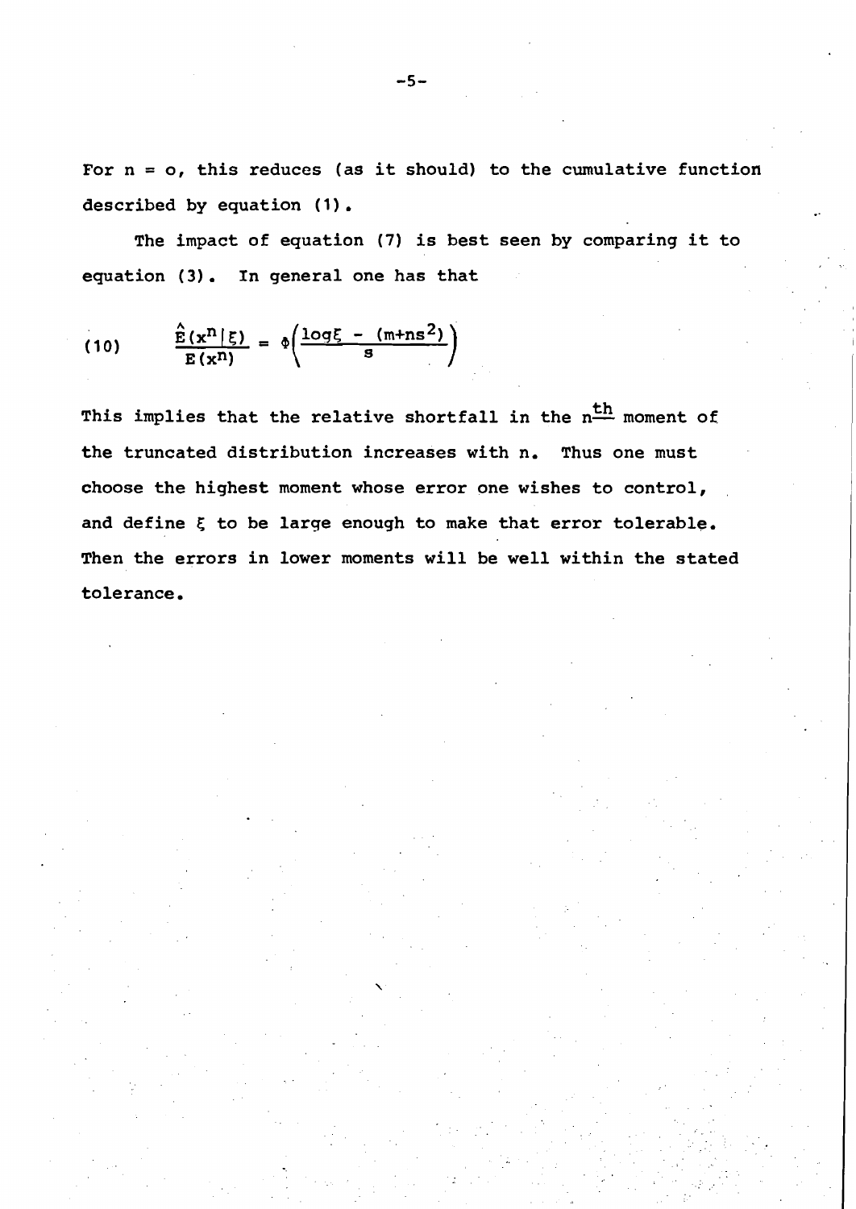For $n = o$, this reduces (as it should) to the cumulative function described by equation (1).

The impact of equation (7) is best seen by comparing it to equation (3). In general one has that

$$\text{(10)} \qquad \frac{\hat{E}(x^n|\xi)}{E(x^n)} = \Phi\left(\frac{\log\xi - (m+ns^2)}{s}\right)$$

This implies that the relative shortfall in the $n^{\underline{th}}$ moment of the truncated distribution increases with n. Thus one must choose the highest moment whose error one wishes to control, and define $\xi$ to be large enough to make that error tolerable. Then the errors in lower moments will be well within the stated tolerance.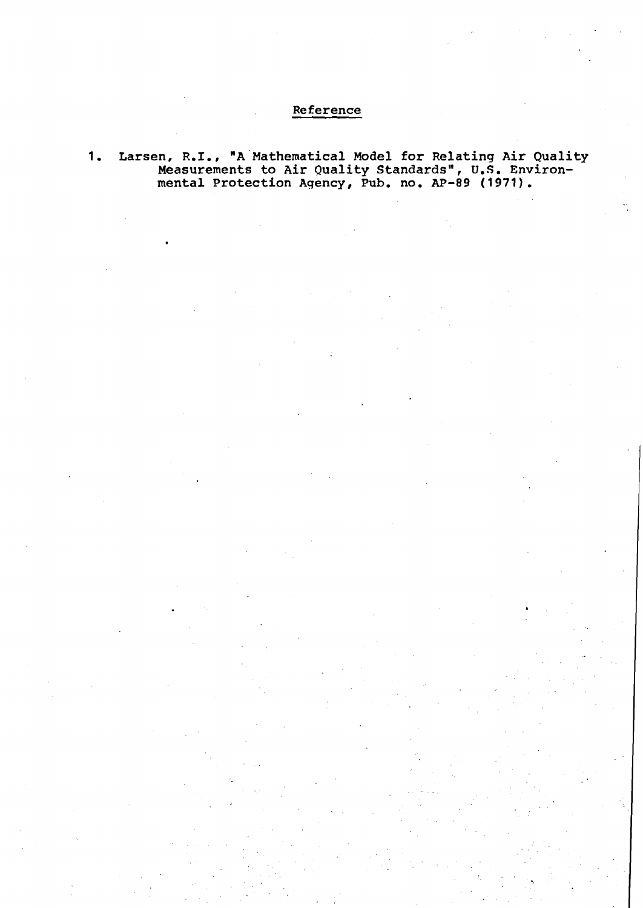## Reference

1. Larsen, R.I., "A Mathematical Model for Relating Air Quality Measurements to Air Quality Standards", U.S. Environmental Protection Agency, Pub. no. AP-89 (1971).